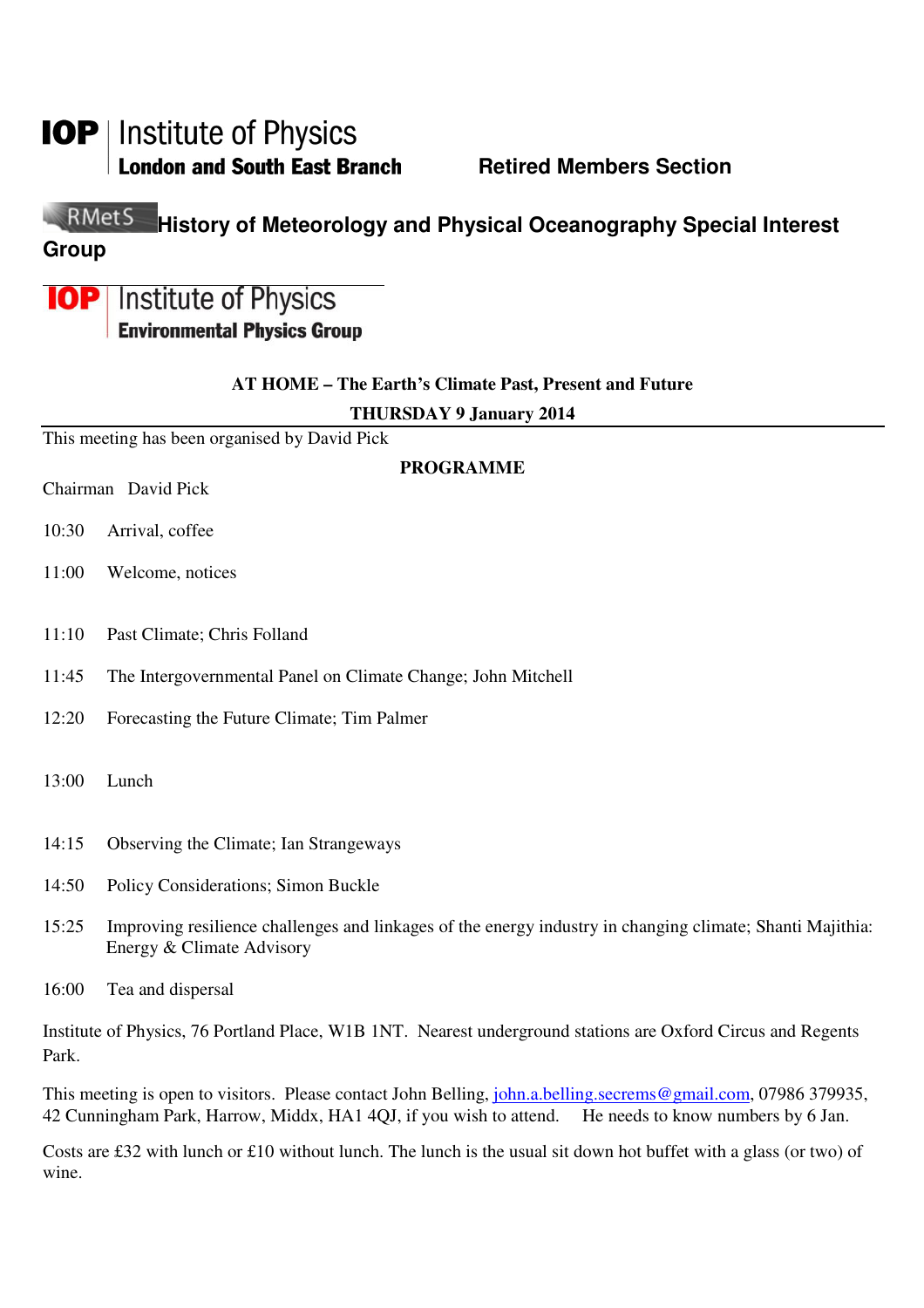**IOP | Institute of Physics**
**London and South East Branch** **Retired Members Section**

**RMetS History of Meteorology and Physical Oceanography Special Interest Group**

**IOP | Institute of Physics**
**Environmental Physics Group**

**AT HOME – The Earth's Climate Past, Present and Future**

**THURSDAY 9 January 2014**

This meeting has been organised by David Pick

**PROGRAMME**

Chairman David Pick

10:30 Arrival, coffee

11:00 Welcome, notices

11:10 Past Climate; Chris Folland

11:45 The Intergovernmental Panel on Climate Change; John Mitchell

12:20 Forecasting the Future Climate; Tim Palmer

13:00 Lunch

14:15 Observing the Climate; Ian Strangeways

14:50 Policy Considerations; Simon Buckle

15:25 Improving resilience challenges and linkages of the energy industry in changing climate; Shanti Majithia: Energy & Climate Advisory

16:00 Tea and dispersal

Institute of Physics, 76 Portland Place, W1B 1NT. Nearest underground stations are Oxford Circus and Regents Park.

This meeting is open to visitors. Please contact John Belling, john.a.belling.secrems@gmail.com, 07986 379935, 42 Cunningham Park, Harrow, Middx, HA1 4QJ, if you wish to attend. He needs to know numbers by 6 Jan.

Costs are £32 with lunch or £10 without lunch. The lunch is the usual sit down hot buffet with a glass (or two) of wine.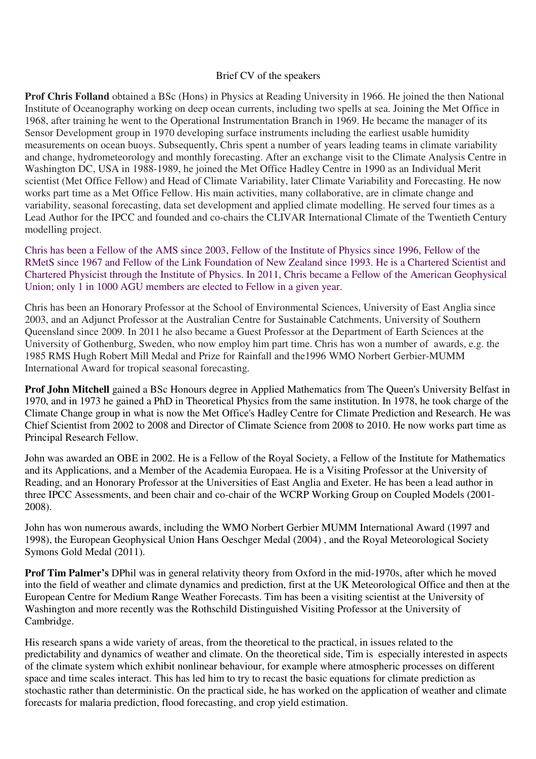Brief CV of the speakers

**Prof Chris Folland** obtained a BSc (Hons) in Physics at Reading University in 1966. He joined the then National Institute of Oceanography working on deep ocean currents, including two spells at sea. Joining the Met Office in 1968, after training he went to the Operational Instrumentation Branch in 1969. He became the manager of its Sensor Development group in 1970 developing surface instruments including the earliest usable humidity measurements on ocean buoys. Subsequently, Chris spent a number of years leading teams in climate variability and change, hydrometeorology and monthly forecasting. After an exchange visit to the Climate Analysis Centre in Washington DC, USA in 1988-1989, he joined the Met Office Hadley Centre in 1990 as an Individual Merit scientist (Met Office Fellow) and Head of Climate Variability, later Climate Variability and Forecasting. He now works part time as a Met Office Fellow. His main activities, many collaborative, are in climate change and variability, seasonal forecasting, data set development and applied climate modelling. He served four times as a Lead Author for the IPCC and founded and co-chairs the CLIVAR International Climate of the Twentieth Century modelling project.

Chris has been a Fellow of the AMS since 2003, Fellow of the Institute of Physics since 1996, Fellow of the RMetS since 1967 and Fellow of the Link Foundation of New Zealand since 1993. He is a Chartered Scientist and Chartered Physicist through the Institute of Physics. In 2011, Chris became a Fellow of the American Geophysical Union; only 1 in 1000 AGU members are elected to Fellow in a given year.

Chris has been an Honorary Professor at the School of Environmental Sciences, University of East Anglia since 2003, and an Adjunct Professor at the Australian Centre for Sustainable Catchments, University of Southern Queensland since 2009. In 2011 he also became a Guest Professor at the Department of Earth Sciences at the University of Gothenburg, Sweden, who now employ him part time. Chris has won a number of awards, e.g. the 1985 RMS Hugh Robert Mill Medal and Prize for Rainfall and the1996 WMO Norbert Gerbier-MUMM International Award for tropical seasonal forecasting.

**Prof John Mitchell** gained a BSc Honours degree in Applied Mathematics from The Queen's University Belfast in 1970, and in 1973 he gained a PhD in Theoretical Physics from the same institution. In 1978, he took charge of the Climate Change group in what is now the Met Office's Hadley Centre for Climate Prediction and Research. He was Chief Scientist from 2002 to 2008 and Director of Climate Science from 2008 to 2010. He now works part time as Principal Research Fellow.

John was awarded an OBE in 2002. He is a Fellow of the Royal Society, a Fellow of the Institute for Mathematics and its Applications, and a Member of the Academia Europaea. He is a Visiting Professor at the University of Reading, and an Honorary Professor at the Universities of East Anglia and Exeter. He has been a lead author in three IPCC Assessments, and been chair and co-chair of the WCRP Working Group on Coupled Models (2001-2008).

John has won numerous awards, including the WMO Norbert Gerbier MUMM International Award (1997 and 1998), the European Geophysical Union Hans Oeschger Medal (2004) , and the Royal Meteorological Society Symons Gold Medal (2011).

**Prof Tim Palmer's** DPhil was in general relativity theory from Oxford in the mid-1970s, after which he moved into the field of weather and climate dynamics and prediction, first at the UK Meteorological Office and then at the European Centre for Medium Range Weather Forecasts. Tim has been a visiting scientist at the University of Washington and more recently was the Rothschild Distinguished Visiting Professor at the University of Cambridge.

His research spans a wide variety of areas, from the theoretical to the practical, in issues related to the predictability and dynamics of weather and climate. On the theoretical side, Tim is especially interested in aspects of the climate system which exhibit nonlinear behaviour, for example where atmospheric processes on different space and time scales interact. This has led him to try to recast the basic equations for climate prediction as stochastic rather than deterministic. On the practical side, he has worked on the application of weather and climate forecasts for malaria prediction, flood forecasting, and crop yield estimation.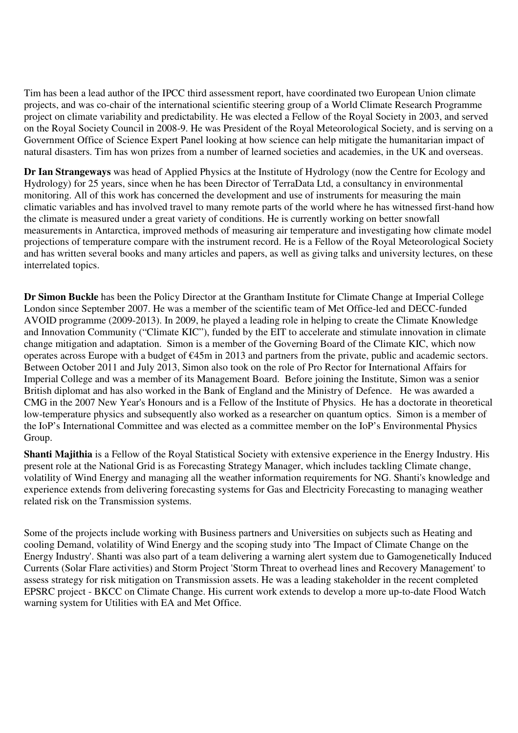Tim has been a lead author of the IPCC third assessment report, have coordinated two European Union climate projects, and was co-chair of the international scientific steering group of a World Climate Research Programme project on climate variability and predictability. He was elected a Fellow of the Royal Society in 2003, and served on the Royal Society Council in 2008-9. He was President of the Royal Meteorological Society, and is serving on a Government Office of Science Expert Panel looking at how science can help mitigate the humanitarian impact of natural disasters. Tim has won prizes from a number of learned societies and academies, in the UK and overseas.

**Dr Ian Strangeways** was head of Applied Physics at the Institute of Hydrology (now the Centre for Ecology and Hydrology) for 25 years, since when he has been Director of TerraData Ltd, a consultancy in environmental monitoring. All of this work has concerned the development and use of instruments for measuring the main climatic variables and has involved travel to many remote parts of the world where he has witnessed first-hand how the climate is measured under a great variety of conditions. He is currently working on better snowfall measurements in Antarctica, improved methods of measuring air temperature and investigating how climate model projections of temperature compare with the instrument record. He is a Fellow of the Royal Meteorological Society and has written several books and many articles and papers, as well as giving talks and university lectures, on these interrelated topics.

**Dr Simon Buckle** has been the Policy Director at the Grantham Institute for Climate Change at Imperial College London since September 2007. He was a member of the scientific team of Met Office-led and DECC-funded AVOID programme (2009-2013). In 2009, he played a leading role in helping to create the Climate Knowledge and Innovation Community ("Climate KIC"), funded by the EIT to accelerate and stimulate innovation in climate change mitigation and adaptation. Simon is a member of the Governing Board of the Climate KIC, which now operates across Europe with a budget of €45m in 2013 and partners from the private, public and academic sectors. Between October 2011 and July 2013, Simon also took on the role of Pro Rector for International Affairs for Imperial College and was a member of its Management Board. Before joining the Institute, Simon was a senior British diplomat and has also worked in the Bank of England and the Ministry of Defence. He was awarded a CMG in the 2007 New Year's Honours and is a Fellow of the Institute of Physics. He has a doctorate in theoretical low-temperature physics and subsequently also worked as a researcher on quantum optics. Simon is a member of the IoP's International Committee and was elected as a committee member on the IoP's Environmental Physics Group.

**Shanti Majithia** is a Fellow of the Royal Statistical Society with extensive experience in the Energy Industry. His present role at the National Grid is as Forecasting Strategy Manager, which includes tackling Climate change, volatility of Wind Energy and managing all the weather information requirements for NG. Shanti's knowledge and experience extends from delivering forecasting systems for Gas and Electricity Forecasting to managing weather related risk on the Transmission systems.

Some of the projects include working with Business partners and Universities on subjects such as Heating and cooling Demand, volatility of Wind Energy and the scoping study into 'The Impact of Climate Change on the Energy Industry'. Shanti was also part of a team delivering a warning alert system due to Gamogenetically Induced Currents (Solar Flare activities) and Storm Project 'Storm Threat to overhead lines and Recovery Management' to assess strategy for risk mitigation on Transmission assets. He was a leading stakeholder in the recent completed EPSRC project - BKCC on Climate Change. His current work extends to develop a more up-to-date Flood Watch warning system for Utilities with EA and Met Office.